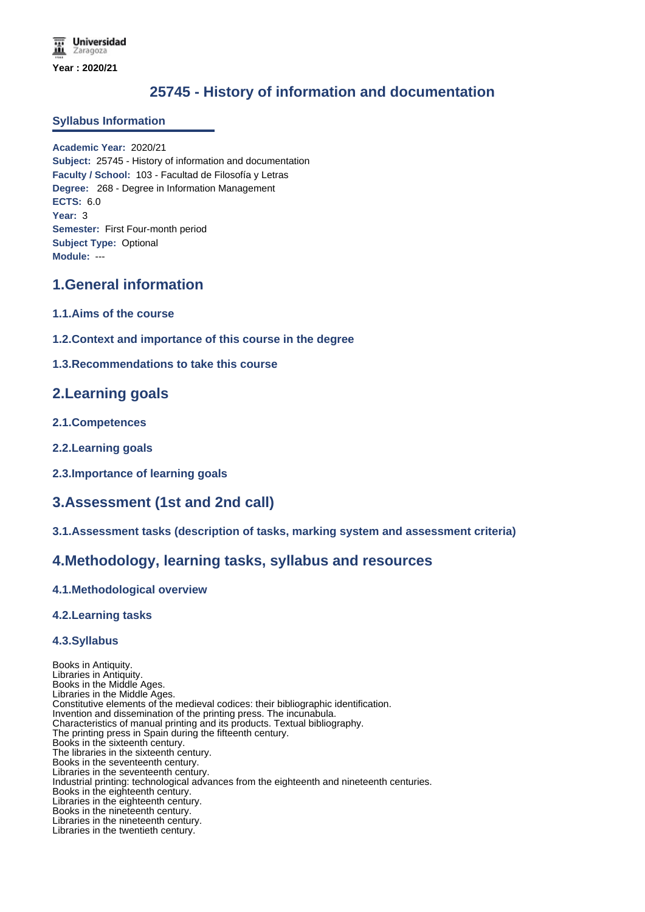Universidad Zaragoza

**Year : 2020/21**

# 25745 - History of information and documentation

## Syllabus Information

**Academic Year:** 2020/21
**Subject:** 25745 - History of information and documentation
**Faculty / School:** 103 - Facultad de Filosofía y Letras
**Degree:** 268 - Degree in Information Management
**ECTS:** 6.0
**Year:** 3
**Semester:** First Four-month period
**Subject Type:** Optional
**Module:** ---

## 1.General information

### 1.1.Aims of the course

### 1.2.Context and importance of this course in the degree

### 1.3.Recommendations to take this course

## 2.Learning goals

### 2.1.Competences

### 2.2.Learning goals

### 2.3.Importance of learning goals

## 3.Assessment (1st and 2nd call)

### 3.1.Assessment tasks (description of tasks, marking system and assessment criteria)

## 4.Methodology, learning tasks, syllabus and resources

### 4.1.Methodological overview

### 4.2.Learning tasks

### 4.3.Syllabus

Books in Antiquity.
Libraries in Antiquity.
Books in the Middle Ages.
Libraries in the Middle Ages.
Constitutive elements of the medieval codices: their bibliographic identification.
Invention and dissemination of the printing press. The incunabula.
Characteristics of manual printing and its products. Textual bibliography.
The printing press in Spain during the fifteenth century.
Books in the sixteenth century.
The libraries in the sixteenth century.
Books in the seventeenth century.
Libraries in the seventeenth century.
Industrial printing: technological advances from the eighteenth and nineteenth centuries.
Books in the eighteenth century.
Libraries in the eighteenth century.
Books in the nineteenth century.
Libraries in the nineteenth century.
Libraries in the twentieth century.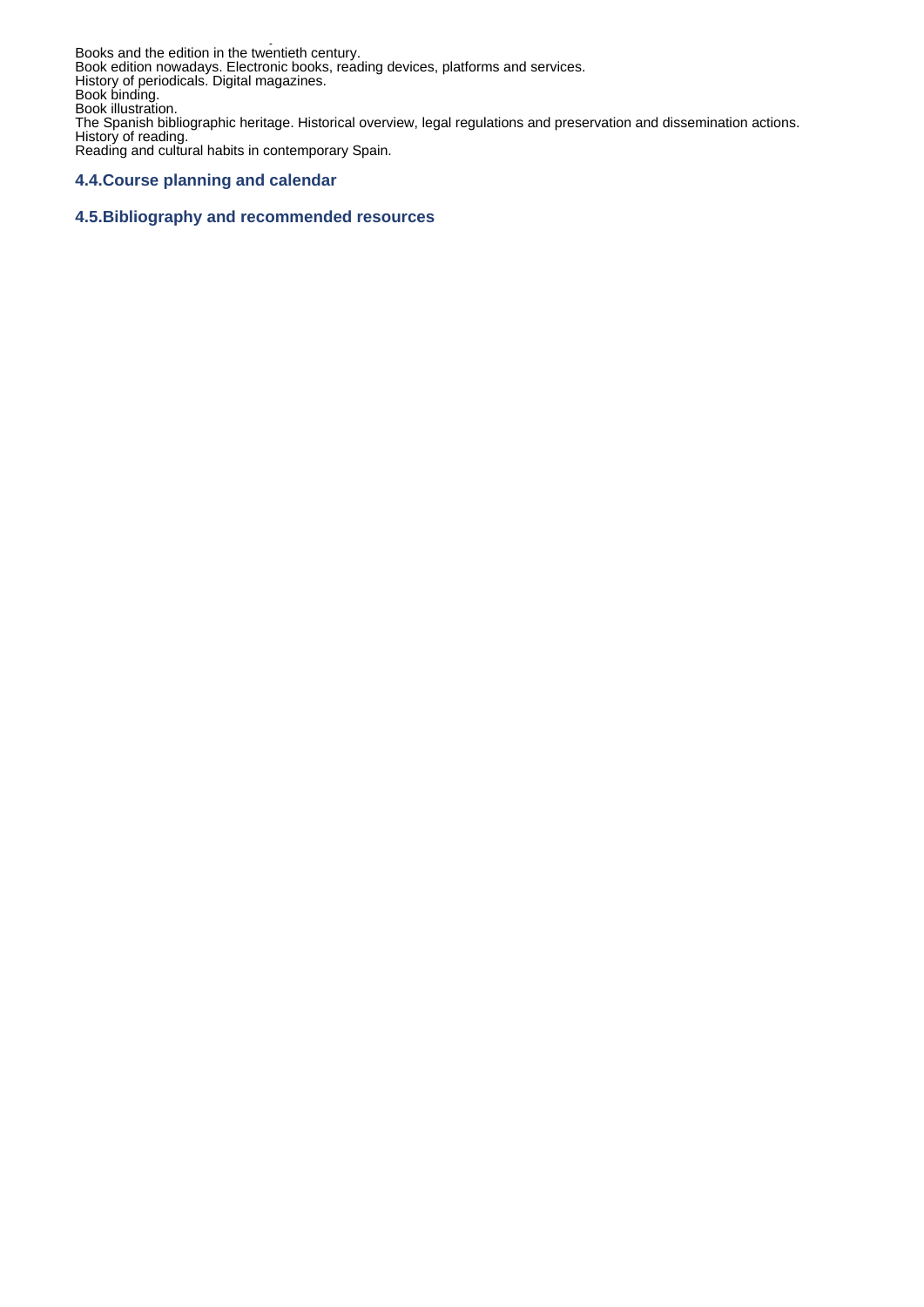Books and the edition in the twentieth century.
Book edition nowadays. Electronic books, reading devices, platforms and services.
History of periodicals. Digital magazines.
Book binding.
Book illustration.
The Spanish bibliographic heritage. Historical overview, legal regulations and preservation and dissemination actions.
History of reading.
Reading and cultural habits in contemporary Spain.

### 4.4.Course planning and calendar

### 4.5.Bibliography and recommended resources